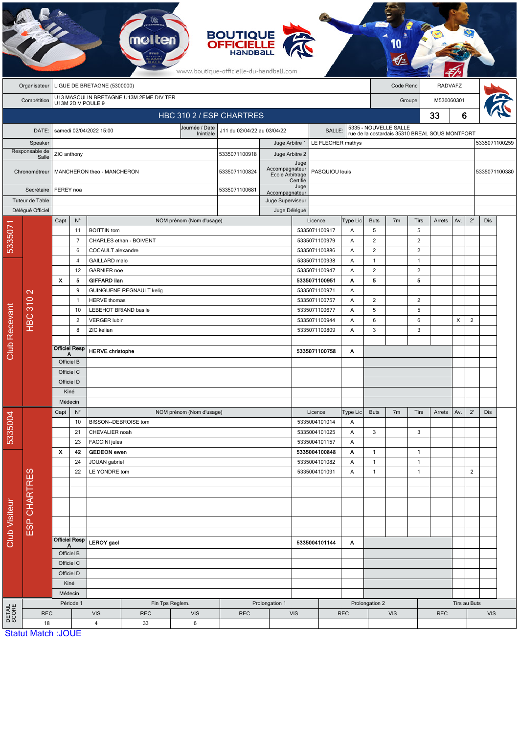BOUTIQUE OFFICIELLE HANDBALL
www.boutique-officielle-du-handball.com

| Organisateur | LIGUE DE BRETAGNE (5300000) | Code Renc | RADVAFZ |
|---|---|---|---|
| Compétition | U13 MASCULIN BRETAGNE U13M 2EME DIV TER U13M 2DIV POULE 9 | Groupe | M530060301 |

## HBC 310 2 / ESP CHARTRES — 33 / 6

| DATE: | samedi 02/04/2022 15:00 | Journée / Date Initiale | J11 du 02/04/22 au 03/04/22 | SALLE: | 5335 - NOUVELLE SALLE rue de la costardais 35310 BREAL SOUS MONTFORT |
|---|---|---|---|---|---|

| Fonction | Nom | Licence | Fonction | Nom | Licence |
|---|---|---|---|---|---|
| Speaker | | | Juge Arbitre 1 | LE FLECHER mathys | 5335071100259 |
| Responsable de Salle | ZIC anthony | 5335071100918 | Juge Arbitre 2 | | |
| Chronométreur | MANCHERON theo - MANCHERON | 5335071100824 | Juge Accompagnateur Ecole Arbitrage Certifié | PASQUIOU louis | 5335071100380 |
| Secrétaire | FEREY noa | 5335071100681 | Juge Accompagnateur | | |
| Tuteur de Table | | | Juge Superviseur | | |
| Délégué Officiel | | | Juge Délégué | | |

### Club Recevant — 5335071 — HBC 310 2

| Capt | N° | NOM prénom (Nom d'usage) | Licence | Type Lic | Buts | 7m | Tirs | Arrets | Av. | 2' | Dis |
|---|---|---|---|---|---|---|---|---|---|---|---|
| | 11 | BOITTIN tom | 5335071100917 | A | 5 | | 5 | | | | |
| | 7 | CHARLES ethan - BOIVENT | 5335071100979 | A | 2 | | 2 | | | | |
| | 6 | COCAULT alexandre | 5335071100886 | A | 2 | | 2 | | | | |
| | 4 | GAILLARD malo | 5335071100938 | A | 1 | | 1 | | | | |
| | 12 | GARNIER noe | 5335071100947 | A | 2 | | 2 | | | | |
| X | 5 | **GIFFARD ilan** | **5335071100951** | **A** | **5** | | **5** | | | | |
| | 9 | GUINGUENE REGNAULT kelig | 5335071100971 | A | | | | | | | |
| | 1 | HERVE thomas | 5335071100757 | A | 2 | | 2 | | | | |
| | 10 | LEBEHOT BRIAND basile | 5335071100677 | A | 5 | | 5 | | | | |
| | 2 | VERGER lubin | 5335071100944 | A | 6 | | 6 | | X | 2 | |
| | 8 | ZIC kelian | 5335071100809 | A | 3 | | 3 | | | | |
| Officiel Resp A | | **HERVE christophe** | **5335071100758** | **A** | | | | | | | |
| Officiel B | | | | | | | | | | | |
| Officiel C | | | | | | | | | | | |
| Officiel D | | | | | | | | | | | |
| Kiné | | | | | | | | | | | |
| Médecin | | | | | | | | | | | |

### Club Visiteur — 5335004 — ESP CHARTRES

| Capt | N° | NOM prénom (Nom d'usage) | Licence | Type Lic | Buts | 7m | Tirs | Arrets | Av. | 2' | Dis |
|---|---|---|---|---|---|---|---|---|---|---|---|
| | 10 | BISSON--DEBROISE tom | 5335004101014 | A | | | | | | | |
| | 21 | CHEVALIER noah | 5335004101025 | A | 3 | | 3 | | | | |
| | 23 | FACCINI jules | 5335004101157 | A | | | | | | | |
| X | 42 | **GEDEON ewen** | **5335004100848** | **A** | **1** | | **1** | | | | |
| | 24 | JOUAN gabriel | 5335004101082 | A | 1 | | 1 | | | | |
| | 22 | LE YONDRE tom | 5335004101091 | A | 1 | | 1 | | | 2 | |
| Officiel Resp A | | **LEROY gael** | **5335004101144** | **A** | | | | | | | |
| Officiel B | | | | | | | | | | | |
| Officiel C | | | | | | | | | | | |
| Officiel D | | | | | | | | | | | |
| Kiné | | | | | | | | | | | |
| Médecin | | | | | | | | | | | |

### DETAIL SCORE

| Période 1 | | Fin Tps Reglem. | | Prolongation 1 | | Prolongation 2 | | Tirs au Buts | |
|---|---|---|---|---|---|---|---|---|---|
| REC | VIS | REC | VIS | REC | VIS | REC | VIS | REC | VIS |
| 18 | 4 | 33 | 6 | | | | | | |

Statut Match :JOUE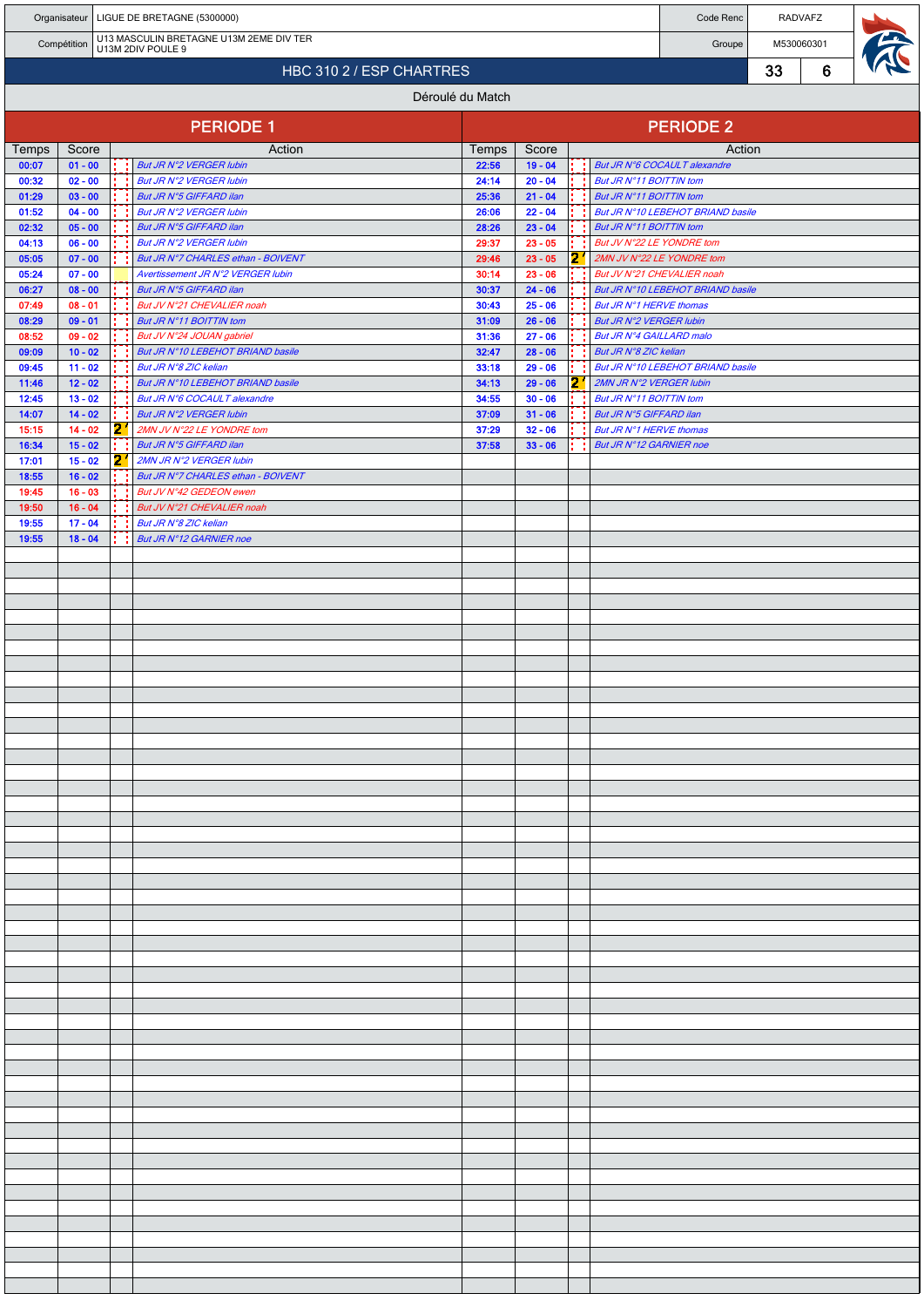| Organisateur | LIGUE DE BRETAGNE (5300000) | Code Renc | RADVAFZ |
|---|---|---|---|
| Compétition | U13 MASCULIN BRETAGNE U13M 2EME DIV TER U13M 2DIV POULE 9 | Groupe | M530060301 |

## HBC 310 2 / ESP CHARTRES — 33 - 6

### Déroulé du Match

| PERIODE 1 | | | | PERIODE 2 | | | |
|---|---|---|---|---|---|---|---|
| Temps | Score | | Action | Temps | Score | | Action |
| 00:07 | 01 - 00 | | But JR N°2 VERGER lubin | 22:56 | 19 - 04 | | But JR N°6 COCAULT alexandre |
| 00:32 | 02 - 00 | | But JR N°2 VERGER lubin | 24:14 | 20 - 04 | | But JR N°11 BOITTIN tom |
| 01:29 | 03 - 00 | | But JR N°5 GIFFARD ilan | 25:36 | 21 - 04 | | But JR N°11 BOITTIN tom |
| 01:52 | 04 - 00 | | But JR N°2 VERGER lubin | 26:06 | 22 - 04 | | But JR N°10 LEBEHOT BRIAND basile |
| 02:32 | 05 - 00 | | But JR N°5 GIFFARD ilan | 28:26 | 23 - 04 | | But JR N°11 BOITTIN tom |
| 04:13 | 06 - 00 | | But JR N°2 VERGER lubin | 29:37 | 23 - 05 | | But JV N°22 LE YONDRE tom |
| 05:05 | 07 - 00 | | But JR N°7 CHARLES ethan - BOIVENT | 29:46 | 23 - 05 | 2' | 2MN JV N°22 LE YONDRE tom |
| 05:24 | 07 - 00 | | Avertissement JR N°2 VERGER lubin | 30:14 | 23 - 06 | | But JV N°21 CHEVALIER noah |
| 06:27 | 08 - 00 | | But JR N°5 GIFFARD ilan | 30:37 | 24 - 06 | | But JR N°10 LEBEHOT BRIAND basile |
| 07:49 | 08 - 01 | | But JV N°21 CHEVALIER noah | 30:43 | 25 - 06 | | But JR N°1 HERVE thomas |
| 08:29 | 09 - 01 | | But JR N°11 BOITTIN tom | 31:09 | 26 - 06 | | But JR N°2 VERGER lubin |
| 08:52 | 09 - 02 | | But JV N°24 JOUAN gabriel | 31:36 | 27 - 06 | | But JR N°4 GAILLARD malo |
| 09:09 | 10 - 02 | | But JR N°10 LEBEHOT BRIAND basile | 32:47 | 28 - 06 | | But JR N°8 ZIC kelian |
| 09:45 | 11 - 02 | | But JR N°8 ZIC kelian | 33:18 | 29 - 06 | | But JR N°10 LEBEHOT BRIAND basile |
| 11:46 | 12 - 02 | | But JR N°10 LEBEHOT BRIAND basile | 34:13 | 29 - 06 | 2' | 2MN JR N°2 VERGER lubin |
| 12:45 | 13 - 02 | | But JR N°6 COCAULT alexandre | 34:55 | 30 - 06 | | But JR N°11 BOITTIN tom |
| 14:07 | 14 - 02 | | But JR N°2 VERGER lubin | 37:09 | 31 - 06 | | But JR N°5 GIFFARD ilan |
| 15:15 | 14 - 02 | 2' | 2MN JV N°22 LE YONDRE tom | 37:29 | 32 - 06 | | But JR N°1 HERVE thomas |
| 16:34 | 15 - 02 | | But JR N°5 GIFFARD ilan | 37:58 | 33 - 06 | | But JR N°12 GARNIER noe |
| 17:01 | 15 - 02 | 2' | 2MN JR N°2 VERGER lubin | | | | |
| 18:55 | 16 - 02 | | But JR N°7 CHARLES ethan - BOIVENT | | | | |
| 19:45 | 16 - 03 | | But JV N°42 GEDEON ewen | | | | |
| 19:50 | 16 - 04 | | But JV N°21 CHEVALIER noah | | | | |
| 19:55 | 17 - 04 | | But JR N°8 ZIC kelian | | | | |
| 19:55 | 18 - 04 | | But JR N°12 GARNIER noe | | | | |